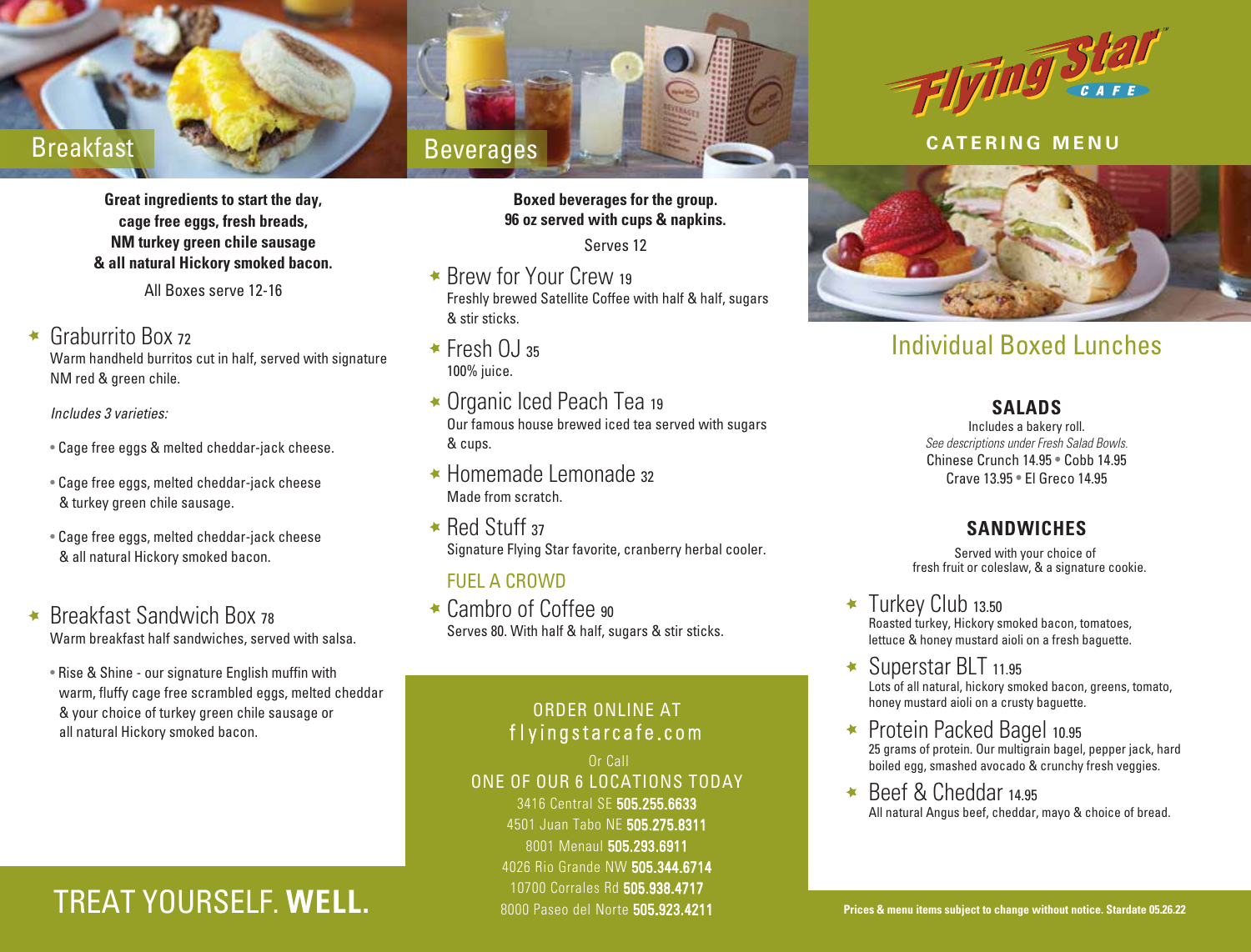# Flying Star CAFE

## CATERING MENU

## Breakfast

**Great ingredients to start the day, cage free eggs, fresh breads, NM turkey green chile sausage & all natural Hickory smoked bacon.**

All Boxes serve 12-16

### Graburrito Box 72

Warm handheld burritos cut in half, served with signature NM red & green chile.

*Includes 3 varieties:*

- Cage free eggs & melted cheddar-jack cheese.
- Cage free eggs, melted cheddar-jack cheese & turkey green chile sausage.
- Cage free eggs, melted cheddar-jack cheese & all natural Hickory smoked bacon.

### Breakfast Sandwich Box 78

Warm breakfast half sandwiches, served with salsa.

- Rise & Shine - our signature English muffin with warm, fluffy cage free scrambled eggs, melted cheddar & your choice of turkey green chile sausage or all natural Hickory smoked bacon.

## Beverages

**Boxed beverages for the group. 96 oz served with cups & napkins.**

Serves 12

### Brew for Your Crew 19

Freshly brewed Satellite Coffee with half & half, sugars & stir sticks.

### Fresh OJ 35

100% juice.

### Organic Iced Peach Tea 19

Our famous house brewed iced tea served with sugars & cups.

### Homemade Lemonade 32

Made from scratch.

### Red Stuff 37

Signature Flying Star favorite, cranberry herbal cooler.

### FUEL A CROWD

### Cambro of Coffee 90

Serves 80. With half & half, sugars & stir sticks.

ORDER ONLINE AT
flyingstarcafe.com

Or Call
ONE OF OUR 6 LOCATIONS TODAY

3416 Central SE **505.255.6633**
4501 Juan Tabo NE **505.275.8311**
8001 Menaul **505.293.6911**
4026 Rio Grande NW **505.344.6714**
10700 Corrales Rd **505.938.4717**
8000 Paseo del Norte **505.923.4211**

## Individual Boxed Lunches

### SALADS

Includes a bakery roll.
*See descriptions under Fresh Salad Bowls.*
Chinese Crunch 14.95 • Cobb 14.95
Crave 13.95 • El Greco 14.95

### SANDWICHES

Served with your choice of fresh fruit or coleslaw, & a signature cookie.

### Turkey Club 13.50

Roasted turkey, Hickory smoked bacon, tomatoes, lettuce & honey mustard aioli on a fresh baguette.

### Superstar BLT 11.95

Lots of all natural, hickory smoked bacon, greens, tomato, honey mustard aioli on a crusty baguette.

### Protein Packed Bagel 10.95

25 grams of protein. Our multigrain bagel, pepper jack, hard boiled egg, smashed avocado & crunchy fresh veggies.

### Beef & Cheddar 14.95

All natural Angus beef, cheddar, mayo & choice of bread.

TREAT YOURSELF. **WELL.**

**Prices & menu items subject to change without notice. Stardate 05.26.22**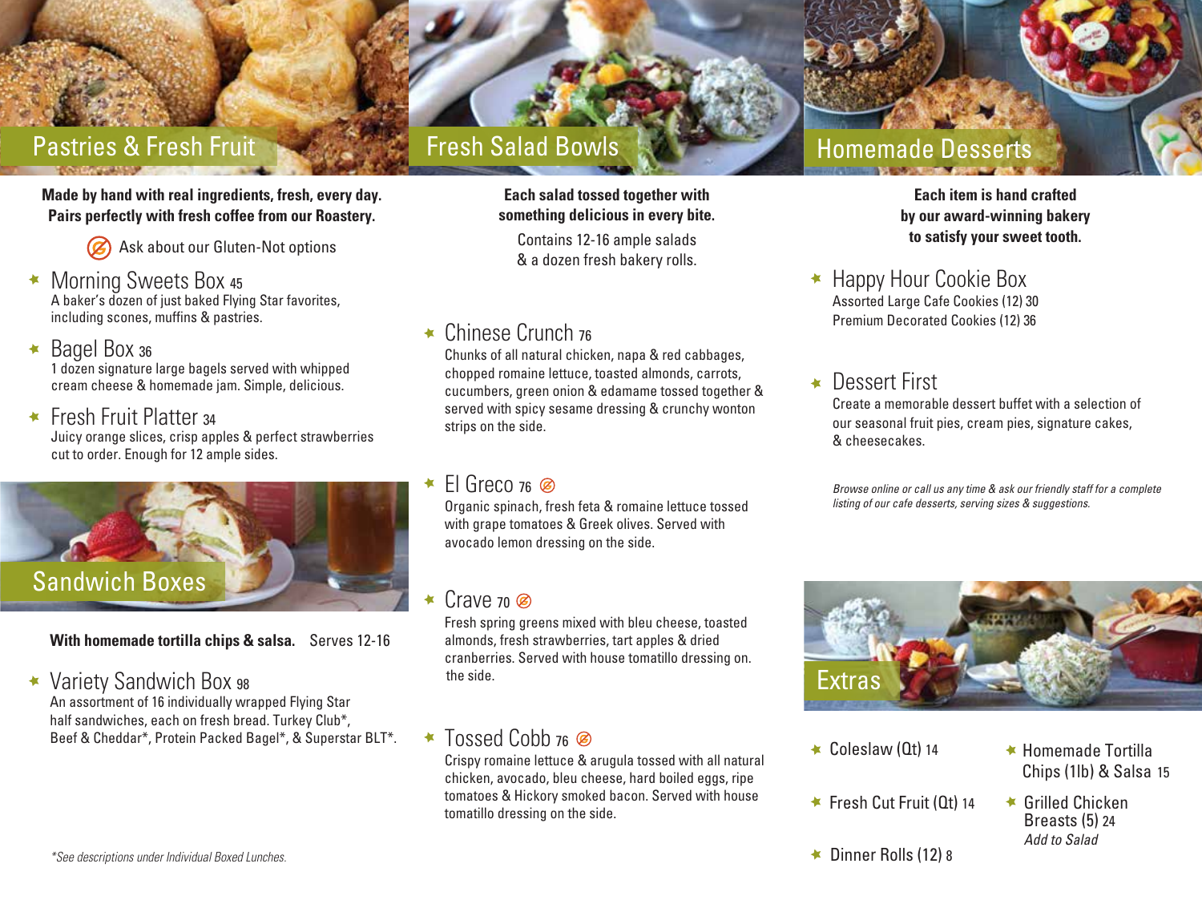## Pastries & Fresh Fruit

**Made by hand with real ingredients, fresh, every day. Pairs perfectly with fresh coffee from our Roastery.**

Ask about our Gluten-Not options

- **Morning Sweets Box** 45
  A baker's dozen of just baked Flying Star favorites, including scones, muffins & pastries.
- **Bagel Box** 36
  1 dozen signature large bagels served with whipped cream cheese & homemade jam. Simple, delicious.
- **Fresh Fruit Platter** 34
  Juicy orange slices, crisp apples & perfect strawberries cut to order. Enough for 12 ample sides.

## Sandwich Boxes

**With homemade tortilla chips & salsa.** Serves 12-16

- **Variety Sandwich Box** 98
  An assortment of 16 individually wrapped Flying Star half sandwiches, each on fresh bread. Turkey Club*, Beef & Cheddar*, Protein Packed Bagel*, & Superstar BLT*.

*See descriptions under Individual Boxed Lunches.*

## Fresh Salad Bowls

**Each salad tossed together with something delicious in every bite.**

Contains 12-16 ample salads & a dozen fresh bakery rolls.

- **Chinese Crunch** 76
  Chunks of all natural chicken, napa & red cabbages, chopped romaine lettuce, toasted almonds, carrots, cucumbers, green onion & edamame tossed together & served with spicy sesame dressing & crunchy wonton strips on the side.
- **El Greco** 76
  Organic spinach, fresh feta & romaine lettuce tossed with grape tomatoes & Greek olives. Served with avocado lemon dressing on the side.
- **Crave** 70
  Fresh spring greens mixed with bleu cheese, toasted almonds, fresh strawberries, tart apples & dried cranberries. Served with house tomatillo dressing on. the side.
- **Tossed Cobb** 76
  Crispy romaine lettuce & arugula tossed with all natural chicken, avocado, bleu cheese, hard boiled eggs, ripe tomatoes & Hickory smoked bacon. Served with house tomatillo dressing on the side.

## Homemade Desserts

**Each item is hand crafted by our award-winning bakery to satisfy your sweet tooth.**

- **Happy Hour Cookie Box**
  Assorted Large Cafe Cookies (12) 30
  Premium Decorated Cookies (12) 36
- **Dessert First**
  Create a memorable dessert buffet with a selection of our seasonal fruit pies, cream pies, signature cakes, & cheesecakes.

*Browse online or call us any time & ask our friendly staff for a complete listing of our cafe desserts, serving sizes & suggestions.*

## Extras

- Coleslaw (Qt) 14
- Fresh Cut Fruit (Qt) 14
- Dinner Rolls (12) 8
- Homemade Tortilla Chips (1lb) & Salsa 15
- Grilled Chicken Breasts (5) 24
  *Add to Salad*